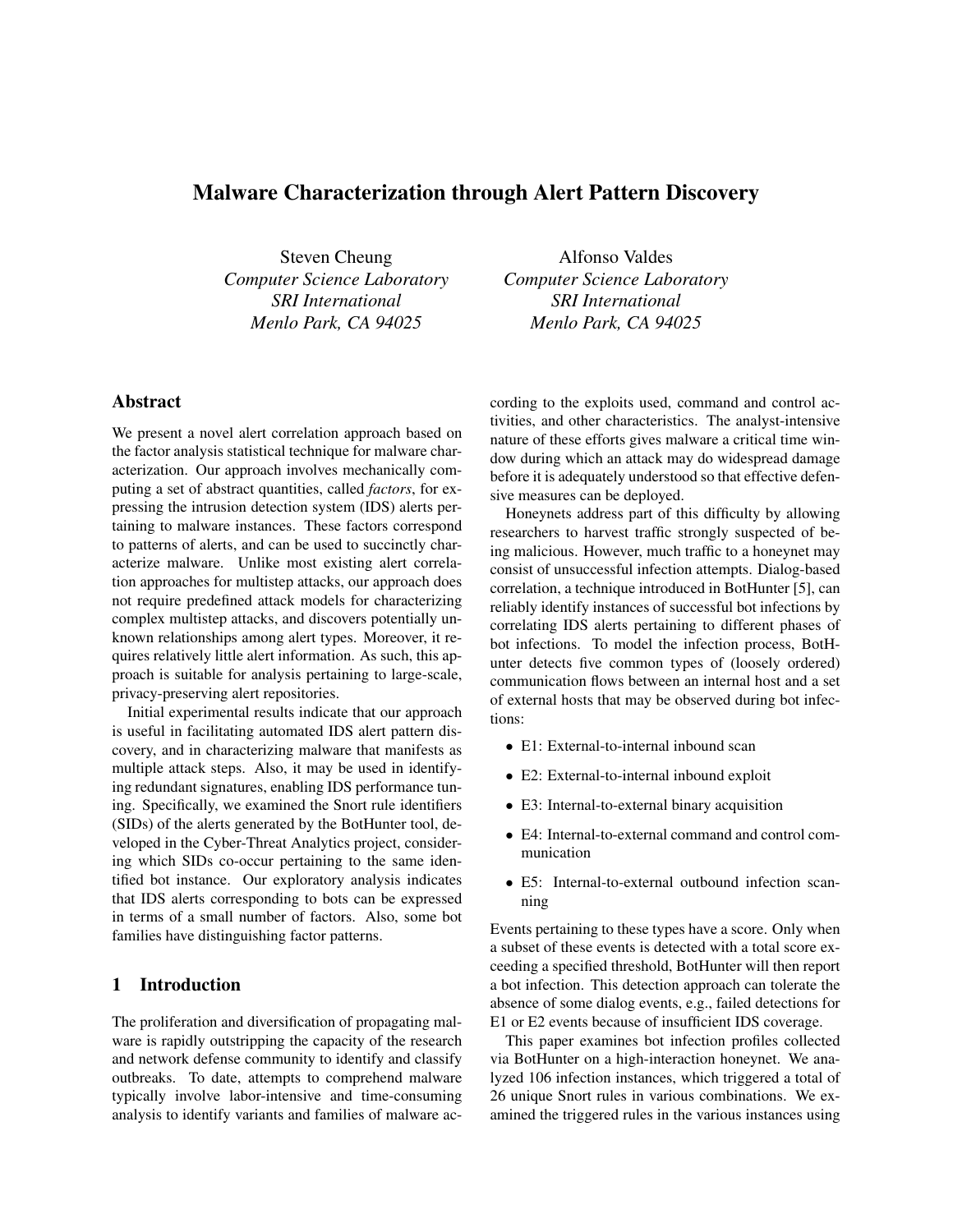# Malware Characterization through Alert Pattern Discovery

Steven Cheung
*Computer Science Laboratory*
*SRI International*
*Menlo Park, CA 94025*

Alfonso Valdes
*Computer Science Laboratory*
*SRI International*
*Menlo Park, CA 94025*

## Abstract

We present a novel alert correlation approach based on the factor analysis statistical technique for malware characterization. Our approach involves mechanically computing a set of abstract quantities, called *factors*, for expressing the intrusion detection system (IDS) alerts pertaining to malware instances. These factors correspond to patterns of alerts, and can be used to succinctly characterize malware. Unlike most existing alert correlation approaches for multistep attacks, our approach does not require predefined attack models for characterizing complex multistep attacks, and discovers potentially unknown relationships among alert types. Moreover, it requires relatively little alert information. As such, this approach is suitable for analysis pertaining to large-scale, privacy-preserving alert repositories.

Initial experimental results indicate that our approach is useful in facilitating automated IDS alert pattern discovery, and in characterizing malware that manifests as multiple attack steps. Also, it may be used in identifying redundant signatures, enabling IDS performance tuning. Specifically, we examined the Snort rule identifiers (SIDs) of the alerts generated by the BotHunter tool, developed in the Cyber-Threat Analytics project, considering which SIDs co-occur pertaining to the same identified bot instance. Our exploratory analysis indicates that IDS alerts corresponding to bots can be expressed in terms of a small number of factors. Also, some bot families have distinguishing factor patterns.

## 1 Introduction

The proliferation and diversification of propagating malware is rapidly outstripping the capacity of the research and network defense community to identify and classify outbreaks. To date, attempts to comprehend malware typically involve labor-intensive and time-consuming analysis to identify variants and families of malware according to the exploits used, command and control activities, and other characteristics. The analyst-intensive nature of these efforts gives malware a critical time window during which an attack may do widespread damage before it is adequately understood so that effective defensive measures can be deployed.

Honeynets address part of this difficulty by allowing researchers to harvest traffic strongly suspected of being malicious. However, much traffic to a honeynet may consist of unsuccessful infection attempts. Dialog-based correlation, a technique introduced in BotHunter [5], can reliably identify instances of successful bot infections by correlating IDS alerts pertaining to different phases of bot infections. To model the infection process, BotHunter detects five common types of (loosely ordered) communication flows between an internal host and a set of external hosts that may be observed during bot infections:

- E1: External-to-internal inbound scan
- E2: External-to-internal inbound exploit
- E3: Internal-to-external binary acquisition
- E4: Internal-to-external command and control communication
- E5: Internal-to-external outbound infection scanning

Events pertaining to these types have a score. Only when a subset of these events is detected with a total score exceeding a specified threshold, BotHunter will then report a bot infection. This detection approach can tolerate the absence of some dialog events, e.g., failed detections for E1 or E2 events because of insufficient IDS coverage.

This paper examines bot infection profiles collected via BotHunter on a high-interaction honeynet. We analyzed 106 infection instances, which triggered a total of 26 unique Snort rules in various combinations. We examined the triggered rules in the various instances using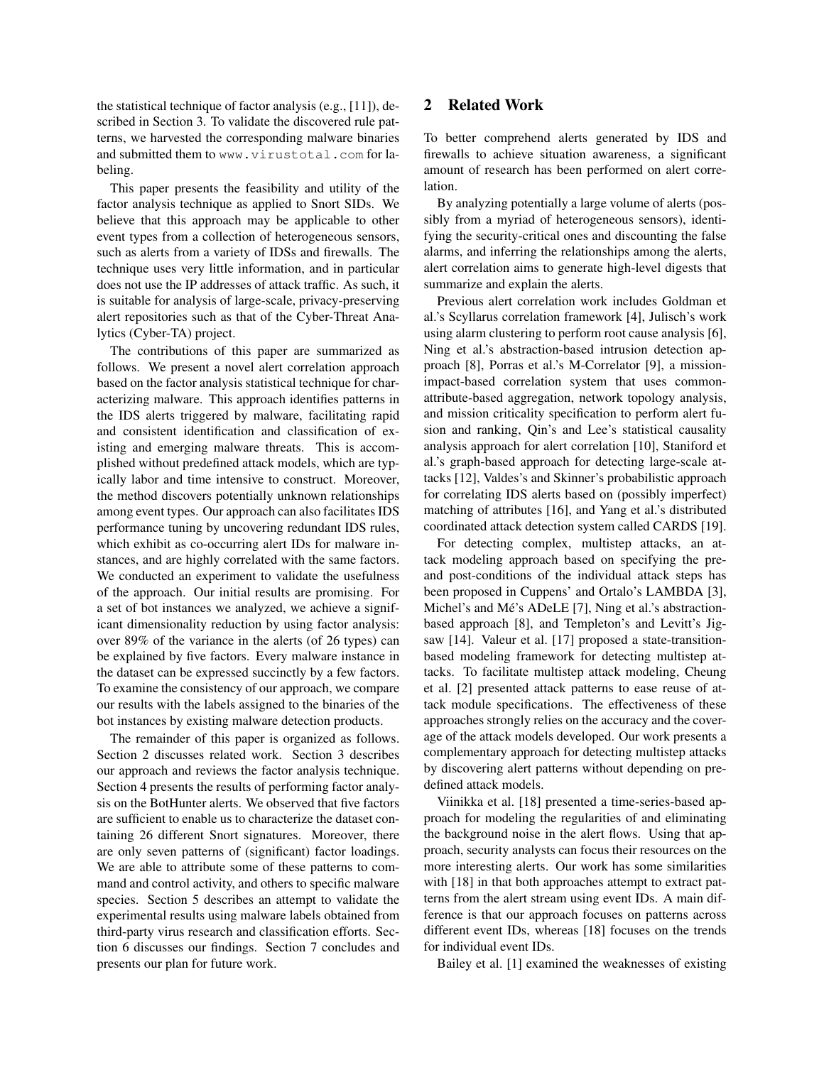the statistical technique of factor analysis (e.g., [11]), described in Section 3. To validate the discovered rule patterns, we harvested the corresponding malware binaries and submitted them to `www.virustotal.com` for labeling.

This paper presents the feasibility and utility of the factor analysis technique as applied to Snort SIDs. We believe that this approach may be applicable to other event types from a collection of heterogeneous sensors, such as alerts from a variety of IDSs and firewalls. The technique uses very little information, and in particular does not use the IP addresses of attack traffic. As such, it is suitable for analysis of large-scale, privacy-preserving alert repositories such as that of the Cyber-Threat Analytics (Cyber-TA) project.

The contributions of this paper are summarized as follows. We present a novel alert correlation approach based on the factor analysis statistical technique for characterizing malware. This approach identifies patterns in the IDS alerts triggered by malware, facilitating rapid and consistent identification and classification of existing and emerging malware threats. This is accomplished without predefined attack models, which are typically labor and time intensive to construct. Moreover, the method discovers potentially unknown relationships among event types. Our approach can also facilitates IDS performance tuning by uncovering redundant IDS rules, which exhibit as co-occurring alert IDs for malware instances, and are highly correlated with the same factors. We conducted an experiment to validate the usefulness of the approach. Our initial results are promising. For a set of bot instances we analyzed, we achieve a significant dimensionality reduction by using factor analysis: over 89% of the variance in the alerts (of 26 types) can be explained by five factors. Every malware instance in the dataset can be expressed succinctly by a few factors. To examine the consistency of our approach, we compare our results with the labels assigned to the binaries of the bot instances by existing malware detection products.

The remainder of this paper is organized as follows. Section 2 discusses related work. Section 3 describes our approach and reviews the factor analysis technique. Section 4 presents the results of performing factor analysis on the BotHunter alerts. We observed that five factors are sufficient to enable us to characterize the dataset containing 26 different Snort signatures. Moreover, there are only seven patterns of (significant) factor loadings. We are able to attribute some of these patterns to command and control activity, and others to specific malware species. Section 5 describes an attempt to validate the experimental results using malware labels obtained from third-party virus research and classification efforts. Section 6 discusses our findings. Section 7 concludes and presents our plan for future work.

## 2 Related Work

To better comprehend alerts generated by IDS and firewalls to achieve situation awareness, a significant amount of research has been performed on alert correlation.

By analyzing potentially a large volume of alerts (possibly from a myriad of heterogeneous sensors), identifying the security-critical ones and discounting the false alarms, and inferring the relationships among the alerts, alert correlation aims to generate high-level digests that summarize and explain the alerts.

Previous alert correlation work includes Goldman et al.'s Scyllarus correlation framework [4], Julisch's work using alarm clustering to perform root cause analysis [6], Ning et al.'s abstraction-based intrusion detection approach [8], Porras et al.'s M-Correlator [9], a mission-impact-based correlation system that uses common-attribute-based aggregation, network topology analysis, and mission criticality specification to perform alert fusion and ranking, Qin's and Lee's statistical causality analysis approach for alert correlation [10], Staniford et al.'s graph-based approach for detecting large-scale attacks [12], Valdes's and Skinner's probabilistic approach for correlating IDS alerts based on (possibly imperfect) matching of attributes [16], and Yang et al.'s distributed coordinated attack detection system called CARDS [19].

For detecting complex, multistep attacks, an attack modeling approach based on specifying the pre- and post-conditions of the individual attack steps has been proposed in Cuppens' and Ortalo's LAMBDA [3], Michel's and Mé's ADeLE [7], Ning et al.'s abstraction-based approach [8], and Templeton's and Levitt's Jigsaw [14]. Valeur et al. [17] proposed a state-transition-based modeling framework for detecting multistep attacks. To facilitate multistep attack modeling, Cheung et al. [2] presented attack patterns to ease reuse of attack module specifications. The effectiveness of these approaches strongly relies on the accuracy and the coverage of the attack models developed. Our work presents a complementary approach for detecting multistep attacks by discovering alert patterns without depending on predefined attack models.

Viinikka et al. [18] presented a time-series-based approach for modeling the regularities of and eliminating the background noise in the alert flows. Using that approach, security analysts can focus their resources on the more interesting alerts. Our work has some similarities with [18] in that both approaches attempt to extract patterns from the alert stream using event IDs. A main difference is that our approach focuses on patterns across different event IDs, whereas [18] focuses on the trends for individual event IDs.

Bailey et al. [1] examined the weaknesses of existing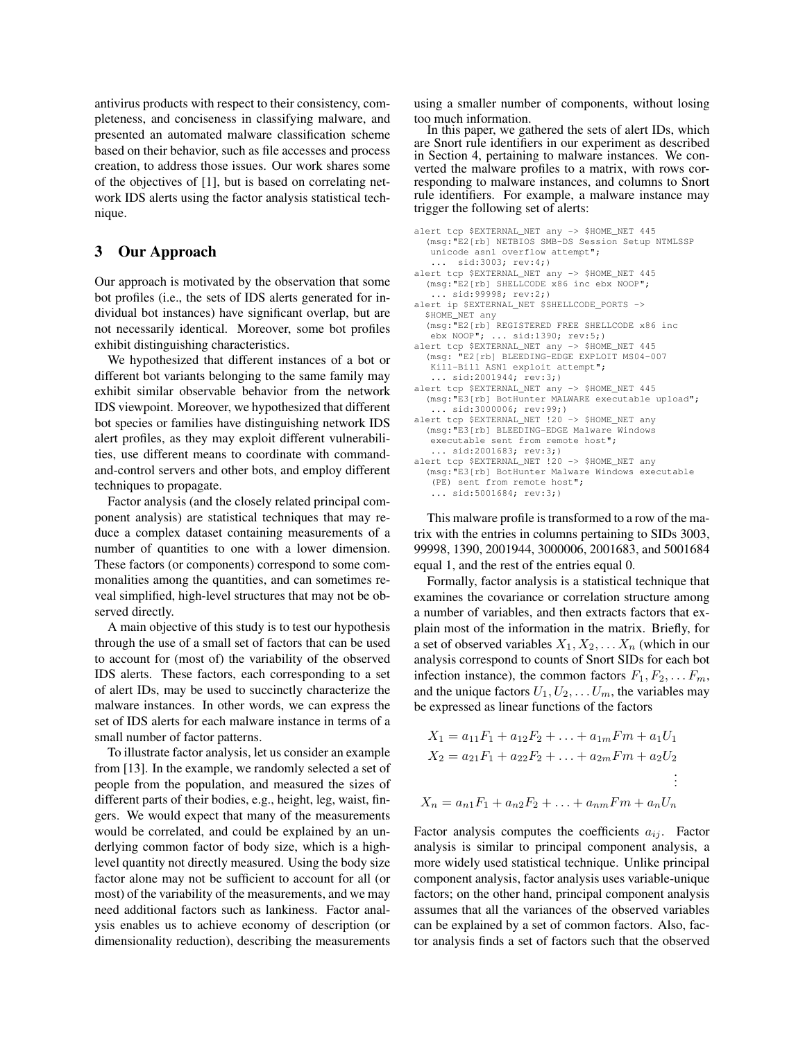antivirus products with respect to their consistency, completeness, and conciseness in classifying malware, and presented an automated malware classification scheme based on their behavior, such as file accesses and process creation, to address those issues. Our work shares some of the objectives of [1], but is based on correlating network IDS alerts using the factor analysis statistical technique.

## 3 Our Approach

Our approach is motivated by the observation that some bot profiles (i.e., the sets of IDS alerts generated for individual bot instances) have significant overlap, but are not necessarily identical. Moreover, some bot profiles exhibit distinguishing characteristics.

We hypothesized that different instances of a bot or different bot variants belonging to the same family may exhibit similar observable behavior from the network IDS viewpoint. Moreover, we hypothesized that different bot species or families have distinguishing network IDS alert profiles, as they may exploit different vulnerabilities, use different means to coordinate with command-and-control servers and other bots, and employ different techniques to propagate.

Factor analysis (and the closely related principal component analysis) are statistical techniques that may reduce a complex dataset containing measurements of a number of quantities to one with a lower dimension. These factors (or components) correspond to some commonalities among the quantities, and can sometimes reveal simplified, high-level structures that may not be observed directly.

A main objective of this study is to test our hypothesis through the use of a small set of factors that can be used to account for (most of) the variability of the observed IDS alerts. These factors, each corresponding to a set of alert IDs, may be used to succinctly characterize the malware instances. In other words, we can express the set of IDS alerts for each malware instance in terms of a small number of factor patterns.

To illustrate factor analysis, let us consider an example from [13]. In the example, we randomly selected a set of people from the population, and measured the sizes of different parts of their bodies, e.g., height, leg, waist, fingers. We would expect that many of the measurements would be correlated, and could be explained by an underlying common factor of body size, which is a high-level quantity not directly measured. Using the body size factor alone may not be sufficient to account for all (or most) of the variability of the measurements, and we may need additional factors such as lankiness. Factor analysis enables us to achieve economy of description (or dimensionality reduction), describing the measurements using a smaller number of components, without losing too much information.

In this paper, we gathered the sets of alert IDs, which are Snort rule identifiers in our experiment as described in Section 4, pertaining to malware instances. We converted the malware profiles to a matrix, with rows corresponding to malware instances, and columns to Snort rule identifiers. For example, a malware instance may trigger the following set of alerts:

```
alert tcp $EXTERNAL_NET any -> $HOME_NET 445
  (msg:"E2[rb] NETBIOS SMB-DS Session Setup NTMLSSP
   unicode asn1 overflow attempt";
   ...  sid:3003; rev:4;)
alert tcp $EXTERNAL_NET any -> $HOME_NET 445
  (msg:"E2[rb] SHELLCODE x86 inc ebx NOOP";
   ... sid:99998; rev:2;)
alert ip $EXTERNAL_NET $SHELLCODE_PORTS ->
  $HOME_NET any
  (msg:"E2[rb] REGISTERED FREE SHELLCODE x86 inc
   ebx NOOP"; ... sid:1390; rev:5;)
alert tcp $EXTERNAL_NET any -> $HOME_NET 445
  (msg: "E2[rb] BLEEDING-EDGE EXPLOIT MS04-007
   Kill-Bill ASN1 exploit attempt";
   ... sid:2001944; rev:3;)
alert tcp $EXTERNAL_NET any -> $HOME_NET 445
  (msg:"E3[rb] BotHunter MALWARE executable upload";
   ... sid:3000006; rev:99;)
alert tcp $EXTERNAL_NET !20 -> $HOME_NET any
  (msg:"E3[rb] BLEEDING-EDGE Malware Windows
   executable sent from remote host";
   ... sid:2001683; rev:3;)
alert tcp $EXTERNAL_NET !20 -> $HOME_NET any
  (msg:"E3[rb] BotHunter Malware Windows executable
   (PE) sent from remote host";
   ... sid:5001684; rev:3;)
```

This malware profile is transformed to a row of the matrix with the entries in columns pertaining to SIDs 3003, 99998, 1390, 2001944, 3000006, 2001683, and 5001684 equal 1, and the rest of the entries equal 0.

Formally, factor analysis is a statistical technique that examines the covariance or correlation structure among a number of variables, and then extracts factors that explain most of the information in the matrix. Briefly, for a set of observed variables $X_1, X_2, \ldots X_n$ (which in our analysis correspond to counts of Snort SIDs for each bot infection instance), the common factors $F_1, F_2, \ldots F_m$, and the unique factors $U_1, U_2, \ldots U_m$, the variables may be expressed as linear functions of the factors

$$
\begin{aligned}
X_1 &= a_{11}F_1 + a_{12}F_2 + \ldots + a_{1m}Fm + a_1U_1 \\
X_2 &= a_{21}F_1 + a_{22}F_2 + \ldots + a_{2m}Fm + a_2U_2 \\
&\vdots \\
X_n &= a_{n1}F_1 + a_{n2}F_2 + \ldots + a_{nm}Fm + a_nU_n
\end{aligned}
$$

Factor analysis computes the coefficients $a_{ij}$. Factor analysis is similar to principal component analysis, a more widely used statistical technique. Unlike principal component analysis, factor analysis uses variable-unique factors; on the other hand, principal component analysis assumes that all the variances of the observed variables can be explained by a set of common factors. Also, factor analysis finds a set of factors such that the observed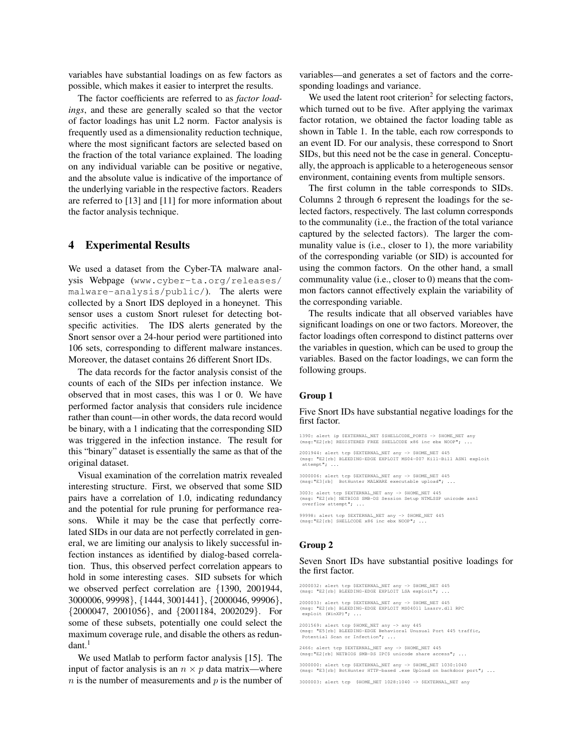variables have substantial loadings on as few factors as possible, which makes it easier to interpret the results.

The factor coefficients are referred to as *factor loadings*, and these are generally scaled so that the vector of factor loadings has unit L2 norm. Factor analysis is frequently used as a dimensionality reduction technique, where the most significant factors are selected based on the fraction of the total variance explained. The loading on any individual variable can be positive or negative, and the absolute value is indicative of the importance of the underlying variable in the respective factors. Readers are referred to [13] and [11] for more information about the factor analysis technique.

## 4 Experimental Results

We used a dataset from the Cyber-TA malware analysis Webpage (`www.cyber-ta.org/releases/malware-analysis/public/`). The alerts were collected by a Snort IDS deployed in a honeynet. This sensor uses a custom Snort ruleset for detecting bot-specific activities. The IDS alerts generated by the Snort sensor over a 24-hour period were partitioned into 106 sets, corresponding to different malware instances. Moreover, the dataset contains 26 different Snort IDs.

The data records for the factor analysis consist of the counts of each of the SIDs per infection instance. We observed that in most cases, this was 1 or 0. We have performed factor analysis that considers rule incidence rather than count—in other words, the data record would be binary, with a 1 indicating that the corresponding SID was triggered in the infection instance. The result for this "binary" dataset is essentially the same as that of the original dataset.

Visual examination of the correlation matrix revealed interesting structure. First, we observed that some SID pairs have a correlation of 1.0, indicating redundancy and the potential for rule pruning for performance reasons. While it may be the case that perfectly correlated SIDs in our data are not perfectly correlated in general, we are limiting our analysis to likely successful infection instances as identified by dialog-based correlation. Thus, this observed perfect correlation appears to hold in some interesting cases. SID subsets for which we observed perfect correlation are {1390, 2001944, 3000006, 99998}, {1444, 3001441}, {2000046, 99906}, {2000047, 2001056}, and {2001184, 2002029}. For some of these subsets, potentially one could select the maximum coverage rule, and disable the others as redundant.[1]

We used Matlab to perform factor analysis [15]. The input of factor analysis is an $n \times p$ data matrix—where $n$ is the number of measurements and $p$ is the number of variables—and generates a set of factors and the corresponding loadings and variance.

We used the latent root criterion[2] for selecting factors, which turned out to be five. After applying the varimax factor rotation, we obtained the factor loading table as shown in Table 1. In the table, each row corresponds to an event ID. For our analysis, these correspond to Snort SIDs, but this need not be the case in general. Conceptually, the approach is applicable to a heterogeneous sensor environment, containing events from multiple sensors.

The first column in the table corresponds to SIDs. Columns 2 through 6 represent the loadings for the selected factors, respectively. The last column corresponds to the communality (i.e., the fraction of the total variance captured by the selected factors). The larger the communality value is (i.e., closer to 1), the more variability of the corresponding variable (or SID) is accounted for using the common factors. On the other hand, a small communality value (i.e., closer to 0) means that the common factors cannot effectively explain the variability of the corresponding variable.

The results indicate that all observed variables have significant loadings on one or two factors. Moreover, the factor loadings often correspond to distinct patterns over the variables in question, which can be used to group the variables. Based on the factor loadings, we can form the following groups.

### Group 1

Five Snort IDs have substantial negative loadings for the first factor.

```
1390: alert ip $EXTERNAL_NET $SHELLCODE_PORTS -> $HOME_NET any
(msg:"E2[rb] REGISTERED FREE SHELLCODE x86 inc ebx NOOP"; ...

2001944: alert tcp $EXTERNAL_NET any -> $HOME_NET 445
(msg: "E2[rb] BLEEDING-EDGE EXPLOIT MS04-007 Kill-Bill ASN1 exploit
 attempt"; ...

3000006: alert tcp $EXTERNAL_NET any -> $HOME_NET 445
(msg:"E3[rb]  BotHunter MALWARE executable upload"; ...

3003: alert tcp $EXTERNAL_NET any -> $HOME_NET 445
(msg: "E2[rb] NETBIOS SMB-DS Session Setup NTMLSSP unicode asn1
 overflow attempt"; ...

99998: alert tcp $EXTERNAL_NET any -> $HOME_NET 445
(msg:"E2[rb] SHELLCODE x86 inc ebx NOOP"; ...
```

### Group 2

Seven Snort IDs have substantial positive loadings for the first factor.

```
2000032: alert tcp $EXTERNAL_NET any -> $HOME_NET 445
(msg: "E2[rb] BLEEDING-EDGE EXPLOIT LSA exploit"; ...

2000033: alert tcp $EXTERNAL_NET any -> $HOME_NET 445
(msg: "E2[rb] BLEEDING-EDGE EXPLOIT MS04011 Lsasrv.dll RPC
 exploit (WinXP)"; ...

2001569: alert tcp $HOME_NET any -> any 445
(msg: "E5[rb] BLEEDING-EDGE Behavioral Unusual Port 445 traffic,
 Potential Scan or Infection"; ...

2466: alert tcp $EXTERNAL_NET any -> $HOME_NET 445
(msg:"E2[rb] NETBIOS SMB-DS IPC$ unicode share access"; ...

3000000: alert tcp $EXTERNAL_NET any -> $HOME_NET 1030:1040
(msg: "E3[rb] BotHunter HTTP-based .exe Upload on backdoor port"; ...

3000003: alert tcp  $HOME_NET 1028:1040 -> $EXTERNAL_NET any
```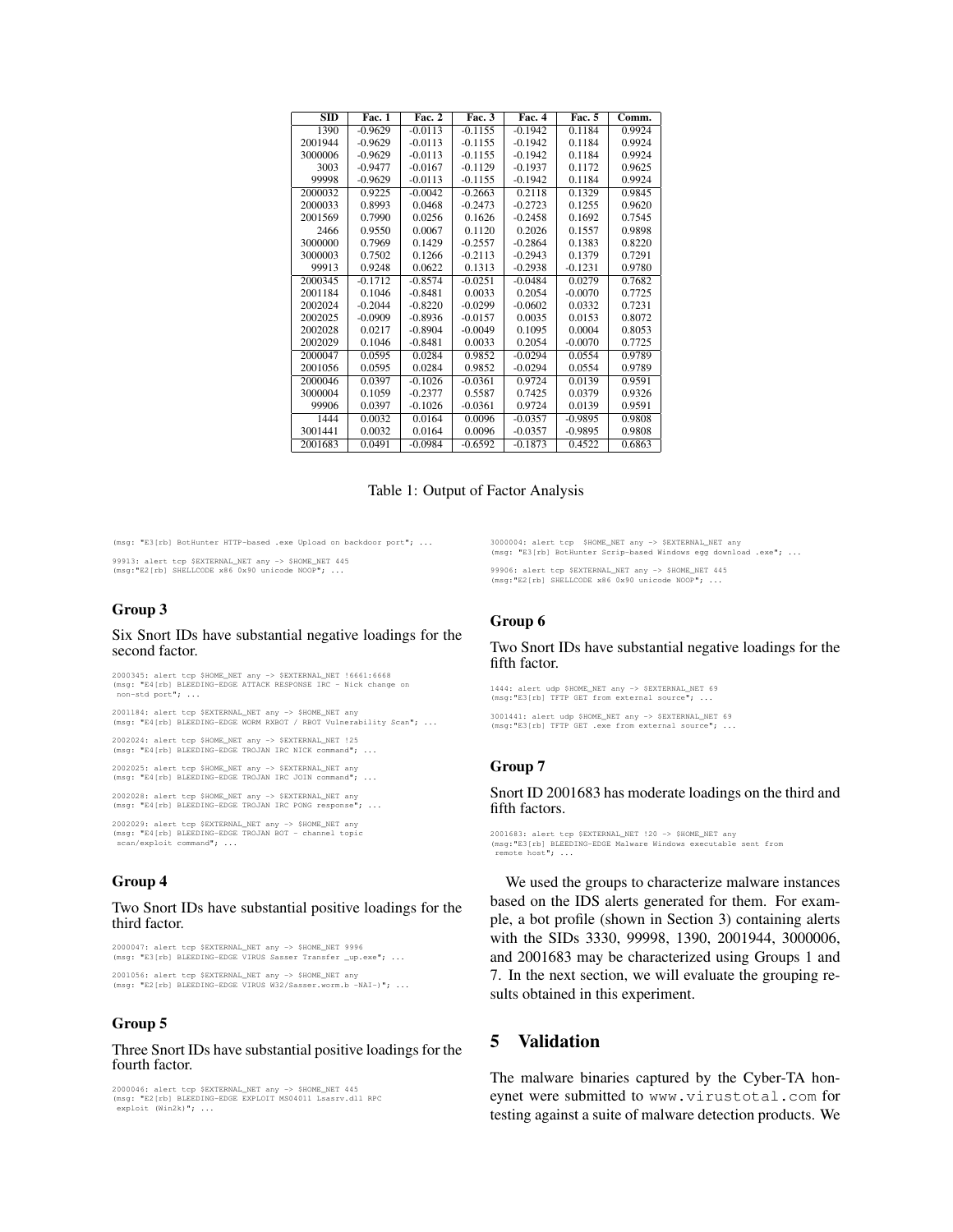| SID | Fac. 1 | Fac. 2 | Fac. 3 | Fac. 4 | Fac. 5 | Comm. |
|---|---|---|---|---|---|---|
| 1390 | -0.9629 | -0.0113 | -0.1155 | -0.1942 | 0.1184 | 0.9924 |
| 2001944 | -0.9629 | -0.0113 | -0.1155 | -0.1942 | 0.1184 | 0.9924 |
| 3000006 | -0.9629 | -0.0113 | -0.1155 | -0.1942 | 0.1184 | 0.9924 |
| 3003 | -0.9477 | -0.0167 | -0.1129 | -0.1937 | 0.1172 | 0.9625 |
| 99998 | -0.9629 | -0.0113 | -0.1155 | -0.1942 | 0.1184 | 0.9924 |
| 2000032 | 0.9225 | -0.0042 | -0.2663 | 0.2118 | 0.1329 | 0.9845 |
| 2000033 | 0.8993 | 0.0468 | -0.2473 | -0.2723 | 0.1255 | 0.9620 |
| 2001569 | 0.7990 | 0.0256 | 0.1626 | -0.2458 | 0.1692 | 0.7545 |
| 2466 | 0.9550 | 0.0067 | 0.1120 | 0.2026 | 0.1557 | 0.9898 |
| 3000000 | 0.7969 | 0.1429 | -0.2557 | -0.2864 | 0.1383 | 0.8220 |
| 3000003 | 0.7502 | 0.1266 | -0.2113 | -0.2943 | 0.1379 | 0.7291 |
| 99913 | 0.9248 | 0.0622 | 0.1313 | -0.2938 | -0.1231 | 0.9780 |
| 2000345 | -0.1712 | -0.8574 | -0.0251 | -0.0484 | 0.0279 | 0.7682 |
| 2001184 | 0.1046 | -0.8481 | 0.0033 | 0.2054 | -0.0070 | 0.7725 |
| 2002024 | -0.2044 | -0.8220 | -0.0299 | -0.0602 | 0.0332 | 0.7231 |
| 2002025 | -0.0909 | -0.8936 | -0.0157 | 0.0035 | 0.0153 | 0.8072 |
| 2002028 | 0.0217 | -0.8904 | -0.0049 | 0.1095 | 0.0004 | 0.8053 |
| 2002029 | 0.1046 | -0.8481 | 0.0033 | 0.2054 | -0.0070 | 0.7725 |
| 2000047 | 0.0595 | 0.0284 | 0.9852 | -0.0294 | 0.0554 | 0.9789 |
| 2001056 | 0.0595 | 0.0284 | 0.9852 | -0.0294 | 0.0554 | 0.9789 |
| 2000046 | 0.0397 | -0.1026 | -0.0361 | 0.9724 | 0.0139 | 0.9591 |
| 3000004 | 0.1059 | -0.2377 | 0.5587 | 0.7425 | 0.0379 | 0.9326 |
| 99906 | 0.0397 | -0.1026 | -0.0361 | 0.9724 | 0.0139 | 0.9591 |
| 1444 | 0.0032 | 0.0164 | 0.0096 | -0.0357 | -0.9895 | 0.9808 |
| 3001441 | 0.0032 | 0.0164 | 0.0096 | -0.0357 | -0.9895 | 0.9808 |
| 2001683 | 0.0491 | -0.0984 | -0.6592 | -0.1873 | 0.4522 | 0.6863 |

Table 1: Output of Factor Analysis

```
(msg: "E3[rb] BotHunter HTTP-based .exe Upload on backdoor port"; ...

99913: alert tcp $EXTERNAL_NET any -> $HOME_NET 445
(msg:"E2[rb] SHELLCODE x86 0x90 unicode NOOP"; ...
```

### Group 3

Six Snort IDs have substantial negative loadings for the second factor.

```
2000345: alert tcp $HOME_NET any -> $EXTERNAL_NET !6661:6668
(msg: "E4[rb] BLEEDING-EDGE ATTACK RESPONSE IRC - Nick change on
 non-std port"; ...

2001184: alert tcp $EXTERNAL_NET any -> $HOME_NET any
(msg: "E4[rb] BLEEDING-EDGE WORM RXBOT / RBOT Vulnerability Scan"; ...

2002024: alert tcp $HOME_NET any -> $EXTERNAL_NET !25
(msg: "E4[rb] BLEEDING-EDGE TROJAN IRC NICK command"; ...

2002025: alert tcp $HOME_NET any -> $EXTERNAL_NET any
(msg: "E4[rb] BLEEDING-EDGE TROJAN IRC JOIN command"; ...

2002028: alert tcp $HOME_NET any -> $EXTERNAL_NET any
(msg: "E4[rb] BLEEDING-EDGE TROJAN IRC PONG response"; ...

2002029: alert tcp $EXTERNAL_NET any -> $HOME_NET any
(msg: "E4[rb] BLEEDING-EDGE TROJAN BOT - channel topic
 scan/exploit command"; ...
```

### Group 4

Two Snort IDs have substantial positive loadings for the third factor.

```
2000047: alert tcp $EXTERNAL_NET any -> $HOME_NET 9996
(msg: "E3[rb] BLEEDING-EDGE VIRUS Sasser Transfer _up.exe"; ...

2001056: alert tcp $EXTERNAL_NET any -> $HOME_NET any
(msg: "E2[rb] BLEEDING-EDGE VIRUS W32/Sasser.worm.b -NAI-)"; ...
```

### Group 5

Three Snort IDs have substantial positive loadings for the fourth factor.

```
2000046: alert tcp $EXTERNAL_NET any -> $HOME_NET 445
(msg: "E2[rb] BLEEDING-EDGE EXPLOIT MS04011 Lsasrv.dll RPC
 exploit (Win2k)"; ...

3000004: alert tcp  $HOME_NET any -> $EXTERNAL_NET any
(msg: "E3[rb] BotHunter Scrip-based Windows egg download .exe"; ...

99906: alert tcp $EXTERNAL_NET any -> $HOME_NET 445
(msg:"E2[rb] SHELLCODE x86 0x90 unicode NOOP"; ...
```

### Group 6

Two Snort IDs have substantial negative loadings for the fifth factor.

```
1444: alert udp $HOME_NET any -> $EXTERNAL_NET 69
(msg:"E3[rb] TFTP GET from external source"; ...

3001441: alert udp $HOME_NET any -> $EXTERNAL_NET 69
(msg:"E3[rb] TFTP GET .exe from external source"; ...
```

### Group 7

Snort ID 2001683 has moderate loadings on the third and fifth factors.

```
2001683: alert tcp $EXTERNAL_NET !20 -> $HOME_NET any
(msg:"E3[rb] BLEEDING-EDGE Malware Windows executable sent from
 remote host"; ...
```

We used the groups to characterize malware instances based on the IDS alerts generated for them. For example, a bot profile (shown in Section 3) containing alerts with the SIDs 3330, 99998, 1390, 2001944, 3000006, and 2001683 may be characterized using Groups 1 and 7. In the next section, we will evaluate the grouping results obtained in this experiment.

## 5 Validation

The malware binaries captured by the Cyber-TA honeynet were submitted to www.virustotal.com for testing against a suite of malware detection products. We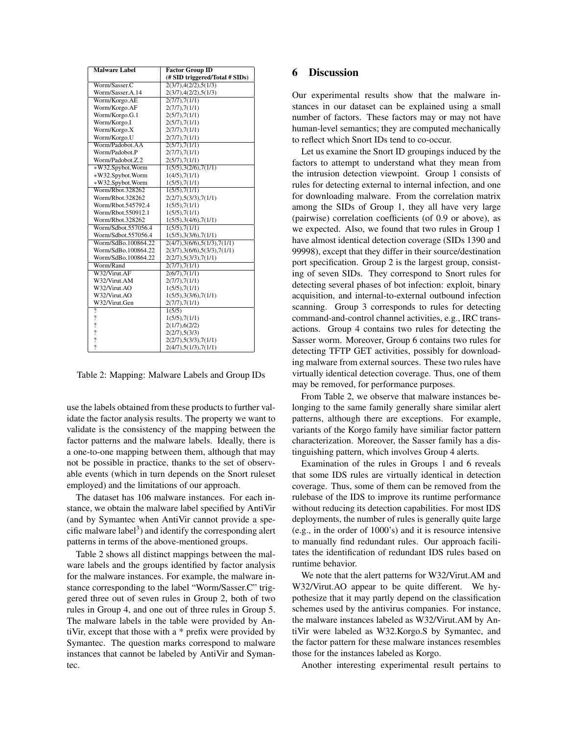| Malware Label | Factor Group ID (# SID triggered/Total # SIDs) |
|---|---|
| Worm/Sasser.C | 2(3/7),4(2/2),5(1/3) |
| Worm/Sasser.A.14 | 2(3/7),4(2/2),5(1/3) |
| Worm/Korgo.AE | 2(7/7),7(1/1) |
| Worm/Korgo.AF | 2(7/7),7(1/1) |
| Worm/Korgo.G.1 | 2(5/7),7(1/1) |
| Worm/Korgo.I | 2(5/7),7(1/1) |
| Worm/Korgo.X | 2(7/7),7(1/1) |
| Worm/Korgo.U | 2(7/7),7(1/1) |
| Worm/Padobot.AA | 2(5/7),7(1/1) |
| Worm/Padobot.P | 2(7/7),7(1/1) |
| Worm/Padobot.Z.2 | 2(5/7),7(1/1) |
| *W32.Spybot.Worm | 1(5/5),3(2/6),7(1/1) |
| *W32.Spybot.Worm | 1(4/5),7(1/1) |
| *W32.Spybot.Worm | 1(5/5),7(1/1) |
| Worm/Rbot.328262 | 1(5/5),7(1/1) |
| Worm/Rbot.328262 | 2(2/7),5(3/3),7(1/1) |
| Worm/Rbot.545792.4 | 1(5/5),7(1/1) |
| Worm/Rbot.550912.1 | 1(5/5),7(1/1) |
| Worm/Rbot.328262 | 1(5/5),3(4/6),7(1/1) |
| Worm/Sdbot.557056.4 | 1(5/5),7(1/1) |
| Worm/Sdbot.557056.4 | 1(5/5),3(3/6),7(1/1) |
| Worm/SdBo.100864.22 | 2(4/7),3(6/6),5(1/3),7(1/1) |
| Worm/SdBo.100864.22 | 2(3/7),3(6/6),5(3/3),7(1/1) |
| Worm/SdBo.100864.22 | 2(2/7),5(3/3),7(1/1) |
| Worm/Rand | 2(7/7),7(1/1) |
| W32/Virut.AF | 2(6/7),7(1/1) |
| W32/Virut.AM | 2(7/7),7(1/1) |
| W32/Virut.AO | 1(5/5),7(1/1) |
| W32/Virut.AO | 1(5/5),3(3/6),7(1/1) |
| W32/Virut.Gen | 2(7/7),7(1/1) |
| ? | 1(5/5) |
| ? | 1(5/5),7(1/1) |
| ? | 2(1/7),6(2/2) |
| ? | 2(2/7),5(3/3) |
| ? | 2(2/7),5(3/3),7(1/1) |
| ? | 2(4/7),5(1/3),7(1/1) |

Table 2: Mapping: Malware Labels and Group IDs

use the labels obtained from these products to further validate the factor analysis results. The property we want to validate is the consistency of the mapping between the factor patterns and the malware labels. Ideally, there is a one-to-one mapping between them, although that may not be possible in practice, thanks to the set of observable events (which in turn depends on the Snort ruleset employed) and the limitations of our approach.

The dataset has 106 malware instances. For each instance, we obtain the malware label specified by AntiVir (and by Symantec when AntiVir cannot provide a specific malware label[3]) and identify the corresponding alert patterns in terms of the above-mentioned groups.

Table 2 shows all distinct mappings between the malware labels and the groups identified by factor analysis for the malware instances. For example, the malware instance corresponding to the label "Worm/Sasser.C" triggered three out of seven rules in Group 2, both of two rules in Group 4, and one out of three rules in Group 5. The malware labels in the table were provided by AntiVir, except that those with a * prefix were provided by Symantec. The question marks correspond to malware instances that cannot be labeled by AntiVir and Symantec.

## 6 Discussion

Our experimental results show that the malware instances in our dataset can be explained using a small number of factors. These factors may or may not have human-level semantics; they are computed mechanically to reflect which Snort IDs tend to co-occur.

Let us examine the Snort ID groupings induced by the factors to attempt to understand what they mean from the intrusion detection viewpoint. Group 1 consists of rules for detecting external to internal infection, and one for downloading malware. From the correlation matrix among the SIDs of Group 1, they all have very large (pairwise) correlation coefficients (of 0.9 or above), as we expected. Also, we found that two rules in Group 1 have almost identical detection coverage (SIDs 1390 and 99998), except that they differ in their source/destination port specification. Group 2 is the largest group, consisting of seven SIDs. They correspond to Snort rules for detecting several phases of bot infection: exploit, binary acquisition, and internal-to-external outbound infection scanning. Group 3 corresponds to rules for detecting command-and-control channel activities, e.g., IRC transactions. Group 4 contains two rules for detecting the Sasser worm. Moreover, Group 6 contains two rules for detecting TFTP GET activities, possibly for downloading malware from external sources. These two rules have virtually identical detection coverage. Thus, one of them may be removed, for performance purposes.

From Table 2, we observe that malware instances belonging to the same family generally share similar alert patterns, although there are exceptions. For example, variants of the Korgo family have similiar factor pattern characterization. Moreover, the Sasser family has a distinguishing pattern, which involves Group 4 alerts.

Examination of the rules in Groups 1 and 6 reveals that some IDS rules are virtually identical in detection coverage. Thus, some of them can be removed from the rulebase of the IDS to improve its runtime performance without reducing its detection capabilities. For most IDS deployments, the number of rules is generally quite large (e.g., in the order of 1000's) and it is resource intensive to manually find redundant rules. Our approach facilitates the identification of redundant IDS rules based on runtime behavior.

We note that the alert patterns for W32/Virut.AM and W32/Virut.AO appear to be quite different. We hypothesize that it may partly depend on the classification schemes used by the antivirus companies. For instance, the malware instances labeled as W32/Virut.AM by AntiVir were labeled as W32.Korgo.S by Symantec, and the factor pattern for these malware instances resembles those for the instances labeled as Korgo.

Another interesting experimental result pertains to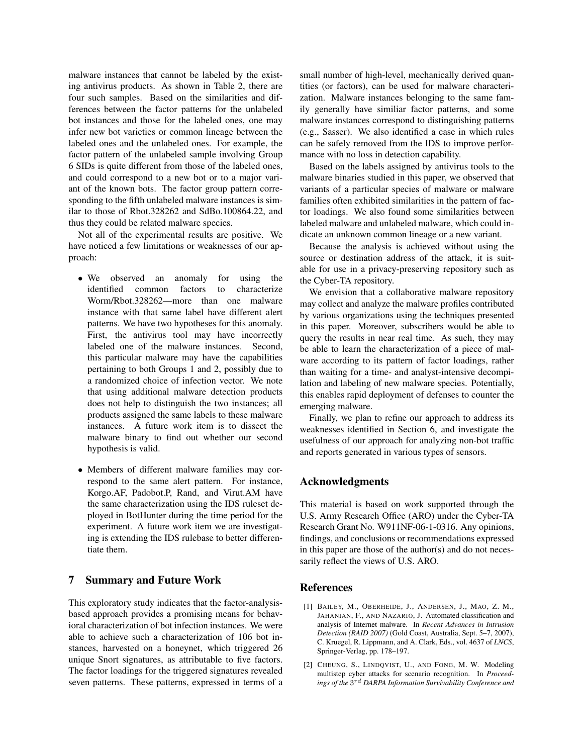malware instances that cannot be labeled by the existing antivirus products. As shown in Table 2, there are four such samples. Based on the similarities and differences between the factor patterns for the unlabeled bot instances and those for the labeled ones, one may infer new bot varieties or common lineage between the labeled ones and the unlabeled ones. For example, the factor pattern of the unlabeled sample involving Group 6 SIDs is quite different from those of the labeled ones, and could correspond to a new bot or to a major variant of the known bots. The factor group pattern corresponding to the fifth unlabeled malware instances is similar to those of Rbot.328262 and SdBo.100864.22, and thus they could be related malware species.

Not all of the experimental results are positive. We have noticed a few limitations or weaknesses of our approach:

- We observed an anomaly for using the identified common factors to characterize Worm/Rbot.328262—more than one malware instance with that same label have different alert patterns. We have two hypotheses for this anomaly. First, the antivirus tool may have incorrectly labeled one of the malware instances. Second, this particular malware may have the capabilities pertaining to both Groups 1 and 2, possibly due to a randomized choice of infection vector. We note that using additional malware detection products does not help to distinguish the two instances; all products assigned the same labels to these malware instances. A future work item is to dissect the malware binary to find out whether our second hypothesis is valid.

- Members of different malware families may correspond to the same alert pattern. For instance, Korgo.AF, Padobot.P, Rand, and Virut.AM have the same characterization using the IDS ruleset deployed in BotHunter during the time period for the experiment. A future work item we are investigating is extending the IDS rulebase to better differentiate them.

## 7 Summary and Future Work

This exploratory study indicates that the factor-analysis-based approach provides a promising means for behavioral characterization of bot infection instances. We were able to achieve such a characterization of 106 bot instances, harvested on a honeynet, which triggered 26 unique Snort signatures, as attributable to five factors. The factor loadings for the triggered signatures revealed seven patterns. These patterns, expressed in terms of a small number of high-level, mechanically derived quantities (or factors), can be used for malware characterization. Malware instances belonging to the same family generally have similiar factor patterns, and some malware instances correspond to distinguishing patterns (e.g., Sasser). We also identified a case in which rules can be safely removed from the IDS to improve performance with no loss in detection capability.

Based on the labels assigned by antivirus tools to the malware binaries studied in this paper, we observed that variants of a particular species of malware or malware families often exhibited similarities in the pattern of factor loadings. We also found some similarities between labeled malware and unlabeled malware, which could indicate an unknown common lineage or a new variant.

Because the analysis is achieved without using the source or destination address of the attack, it is suitable for use in a privacy-preserving repository such as the Cyber-TA repository.

We envision that a collaborative malware repository may collect and analyze the malware profiles contributed by various organizations using the techniques presented in this paper. Moreover, subscribers would be able to query the results in near real time. As such, they may be able to learn the characterization of a piece of malware according to its pattern of factor loadings, rather than waiting for a time- and analyst-intensive decompilation and labeling of new malware species. Potentially, this enables rapid deployment of defenses to counter the emerging malware.

Finally, we plan to refine our approach to address its weaknesses identified in Section 6, and investigate the usefulness of our approach for analyzing non-bot traffic and reports generated in various types of sensors.

## Acknowledgments

This material is based on work supported through the U.S. Army Research Office (ARO) under the Cyber-TA Research Grant No. W911NF-06-1-0316. Any opinions, findings, and conclusions or recommendations expressed in this paper are those of the author(s) and do not necessarily reflect the views of U.S. ARO.

## References

[1] Bailey, M., Oberheide, J., Andersen, J., Mao, Z. M., Jahanian, F., and Nazario, J. Automated classification and analysis of Internet malware. In *Recent Advances in Intrusion Detection (RAID 2007)* (Gold Coast, Australia, Sept. 5–7, 2007), C. Kruegel, R. Lippmann, and A. Clark, Eds., vol. 4637 of *LNCS*, Springer-Verlag, pp. 178–197.

[2] Cheung, S., Lindqvist, U., and Fong, M. W. Modeling multistep cyber attacks for scenario recognition. In *Proceedings of the 3rd DARPA Information Survivability Conference and*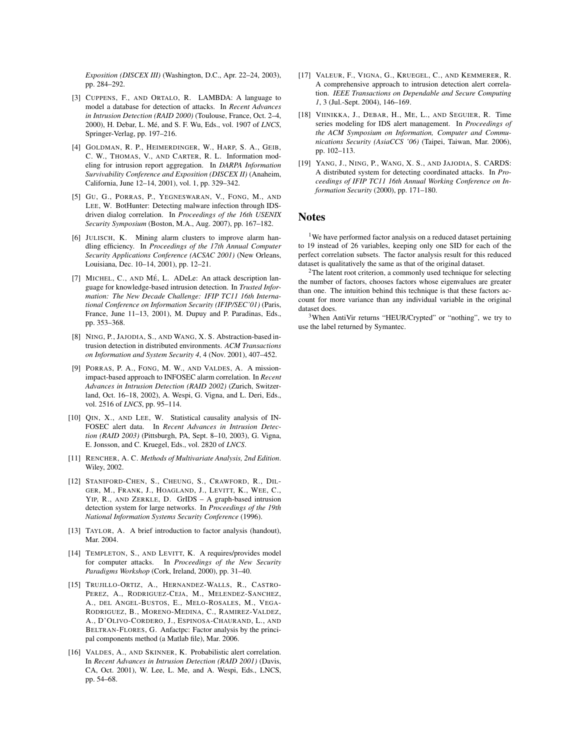*Exposition (DISCEX III)* (Washington, D.C., Apr. 22–24, 2003), pp. 284–292.

[3] CUPPENS, F., AND ORTALO, R. LAMBDA: A language to model a database for detection of attacks. In *Recent Advances in Intrusion Detection (RAID 2000)* (Toulouse, France, Oct. 2–4, 2000), H. Debar, L. Mé, and S. F. Wu, Eds., vol. 1907 of *LNCS*, Springer-Verlag, pp. 197–216.

[4] GOLDMAN, R. P., HEIMERDINGER, W., HARP, S. A., GEIB, C. W., THOMAS, V., AND CARTER, R. L. Information modeling for intrusion report aggregation. In *DARPA Information Survivability Conference and Exposition (DISCEX II)* (Anaheim, California, June 12–14, 2001), vol. 1, pp. 329–342.

[5] GU, G., PORRAS, P., YEGNESWARAN, V., FONG, M., AND LEE, W. BotHunter: Detecting malware infection through IDS-driven dialog correlation. In *Proceedings of the 16th USENIX Security Symposium* (Boston, M.A., Aug. 2007), pp. 167–182.

[6] JULISCH, K. Mining alarm clusters to improve alarm handling efficiency. In *Proceedings of the 17th Annual Computer Security Applications Conference (ACSAC 2001)* (New Orleans, Louisiana, Dec. 10–14, 2001), pp. 12–21.

[7] MICHEL, C., AND MÉ, L. ADeLe: An attack description language for knowledge-based intrusion detection. In *Trusted Information: The New Decade Challenge: IFIP TC11 16th International Conference on Information Security (IFIP/SEC'01)* (Paris, France, June 11–13, 2001), M. Dupuy and P. Paradinas, Eds., pp. 353–368.

[8] NING, P., JAJODIA, S., AND WANG, X. S. Abstraction-based intrusion detection in distributed environments. *ACM Transactions on Information and System Security 4*, 4 (Nov. 2001), 407–452.

[9] PORRAS, P. A., FONG, M. W., AND VALDES, A. A mission-impact-based approach to INFOSEC alarm correlation. In *Recent Advances in Intrusion Detection (RAID 2002)* (Zurich, Switzerland, Oct. 16–18, 2002), A. Wespi, G. Vigna, and L. Deri, Eds., vol. 2516 of *LNCS*, pp. 95–114.

[10] QIN, X., AND LEE, W. Statistical causality analysis of INFOSEC alert data. In *Recent Advances in Intrusion Detection (RAID 2003)* (Pittsburgh, PA, Sept. 8–10, 2003), G. Vigna, E. Jonsson, and C. Kruegel, Eds., vol. 2820 of *LNCS*.

[11] RENCHER, A. C. *Methods of Multivariate Analysis, 2nd Edition*. Wiley, 2002.

[12] STANIFORD-CHEN, S., CHEUNG, S., CRAWFORD, R., DILGER, M., FRANK, J., HOAGLAND, J., LEVITT, K., WEE, C., YIP, R., AND ZERKLE, D. GrIDS – A graph-based intrusion detection system for large networks. In *Proceedings of the 19th National Information Systems Security Conference* (1996).

[13] TAYLOR, A. A brief introduction to factor analysis (handout), Mar. 2004.

[14] TEMPLETON, S., AND LEVITT, K. A requires/provides model for computer attacks. In *Proceedings of the New Security Paradigms Workshop* (Cork, Ireland, 2000), pp. 31–40.

[15] TRUJILLO-ORTIZ, A., HERNANDEZ-WALLS, R., CASTRO-PEREZ, A., RODRIGUEZ-CEJA, M., MELENDEZ-SANCHEZ, A., DEL ANGEL-BUSTOS, E., MELO-ROSALES, M., VEGA-RODRIGUEZ, B., MORENO-MEDINA, C., RAMIREZ-VALDEZ, A., D'OLIVO-CORDERO, J., ESPINOSA-CHAURAND, L., AND BELTRAN-FLORES, G. Anfactpc: Factor analysis by the principal components method (a Matlab file), Mar. 2006.

[16] VALDES, A., AND SKINNER, K. Probabilistic alert correlation. In *Recent Advances in Intrusion Detection (RAID 2001)* (Davis, CA, Oct. 2001), W. Lee, L. Me, and A. Wespi, Eds., LNCS, pp. 54–68.

[17] VALEUR, F., VIGNA, G., KRUEGEL, C., AND KEMMERER, R. A comprehensive approach to intrusion detection alert correlation. *IEEE Transactions on Dependable and Secure Computing 1*, 3 (Jul.-Sept. 2004), 146–169.

[18] VIINIKKA, J., DEBAR, H., ME, L., AND SEGUIER, R. Time series modeling for IDS alert management. In *Proceedings of the ACM Symposium on Information, Computer and Communications Security (AsiaCCS '06)* (Taipei, Taiwan, Mar. 2006), pp. 102–113.

[19] YANG, J., NING, P., WANG, X. S., AND JAJODIA, S. CARDS: A distributed system for detecting coordinated attacks. In *Proceedings of IFIP TC11 16th Annual Working Conference on Information Security* (2000), pp. 171–180.

## Notes

[1] We have performed factor analysis on a reduced dataset pertaining to 19 instead of 26 variables, keeping only one SID for each of the perfect correlation subsets. The factor analysis result for this reduced dataset is qualitatively the same as that of the original dataset.

[2] The latent root criterion, a commonly used technique for selecting the number of factors, chooses factors whose eigenvalues are greater than one. The intuition behind this technique is that these factors account for more variance than any individual variable in the original dataset does.

[3] When AntiVir returns "HEUR/Crypted" or "nothing", we try to use the label returned by Symantec.